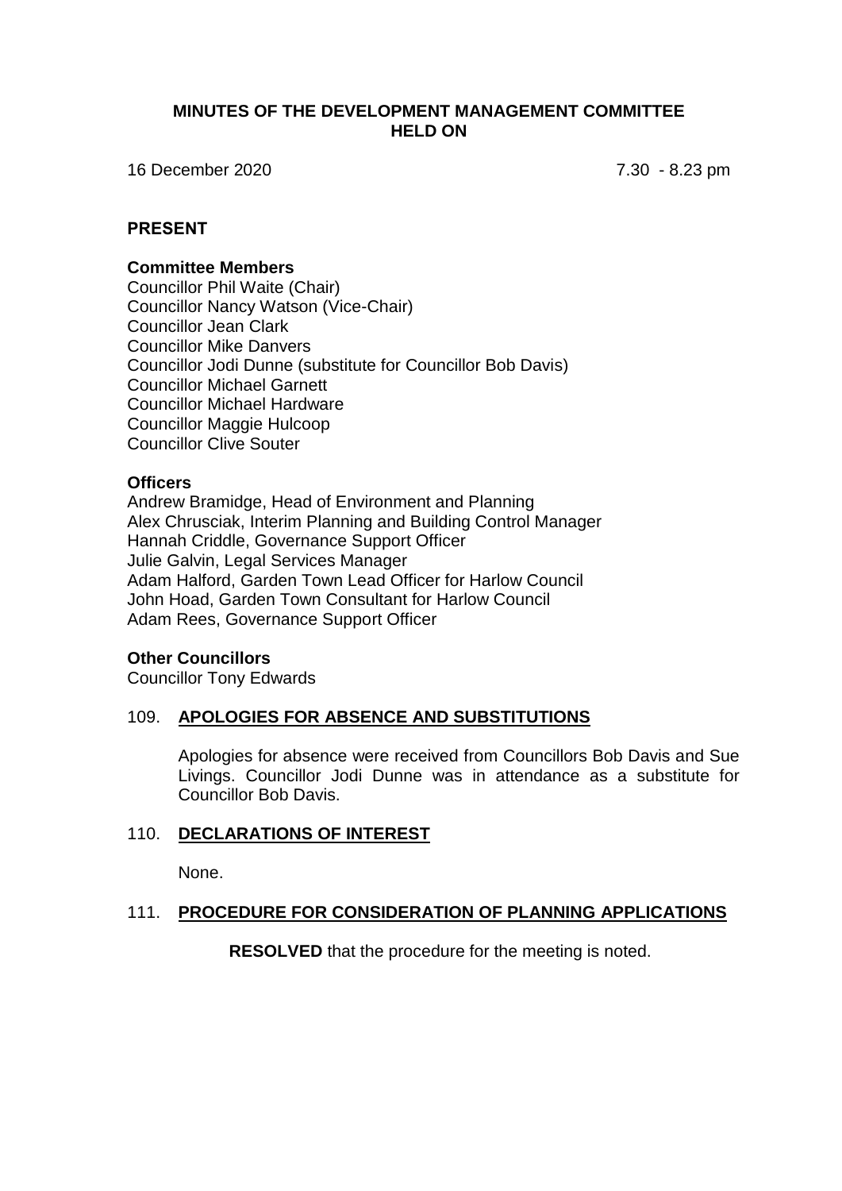# MINUTES OF THE DEVELOPMENT MANAGEMENT COMMITTEE HELD ON

16 December 2020 7.30 - 8.23 pm

## PRESENT

### Committee Members

Councillor Phil Waite (Chair)
Councillor Nancy Watson (Vice-Chair)
Councillor Jean Clark
Councillor Mike Danvers
Councillor Jodi Dunne (substitute for Councillor Bob Davis)
Councillor Michael Garnett
Councillor Michael Hardware
Councillor Maggie Hulcoop
Councillor Clive Souter

### Officers

Andrew Bramidge, Head of Environment and Planning
Alex Chrusciak, Interim Planning and Building Control Manager
Hannah Criddle, Governance Support Officer
Julie Galvin, Legal Services Manager
Adam Halford, Garden Town Lead Officer for Harlow Council
John Hoad, Garden Town Consultant for Harlow Council
Adam Rees, Governance Support Officer

### Other Councillors

Councillor Tony Edwards

## 109. APOLOGIES FOR ABSENCE AND SUBSTITUTIONS

Apologies for absence were received from Councillors Bob Davis and Sue Livings. Councillor Jodi Dunne was in attendance as a substitute for Councillor Bob Davis.

## 110. DECLARATIONS OF INTEREST

None.

## 111. PROCEDURE FOR CONSIDERATION OF PLANNING APPLICATIONS

**RESOLVED** that the procedure for the meeting is noted.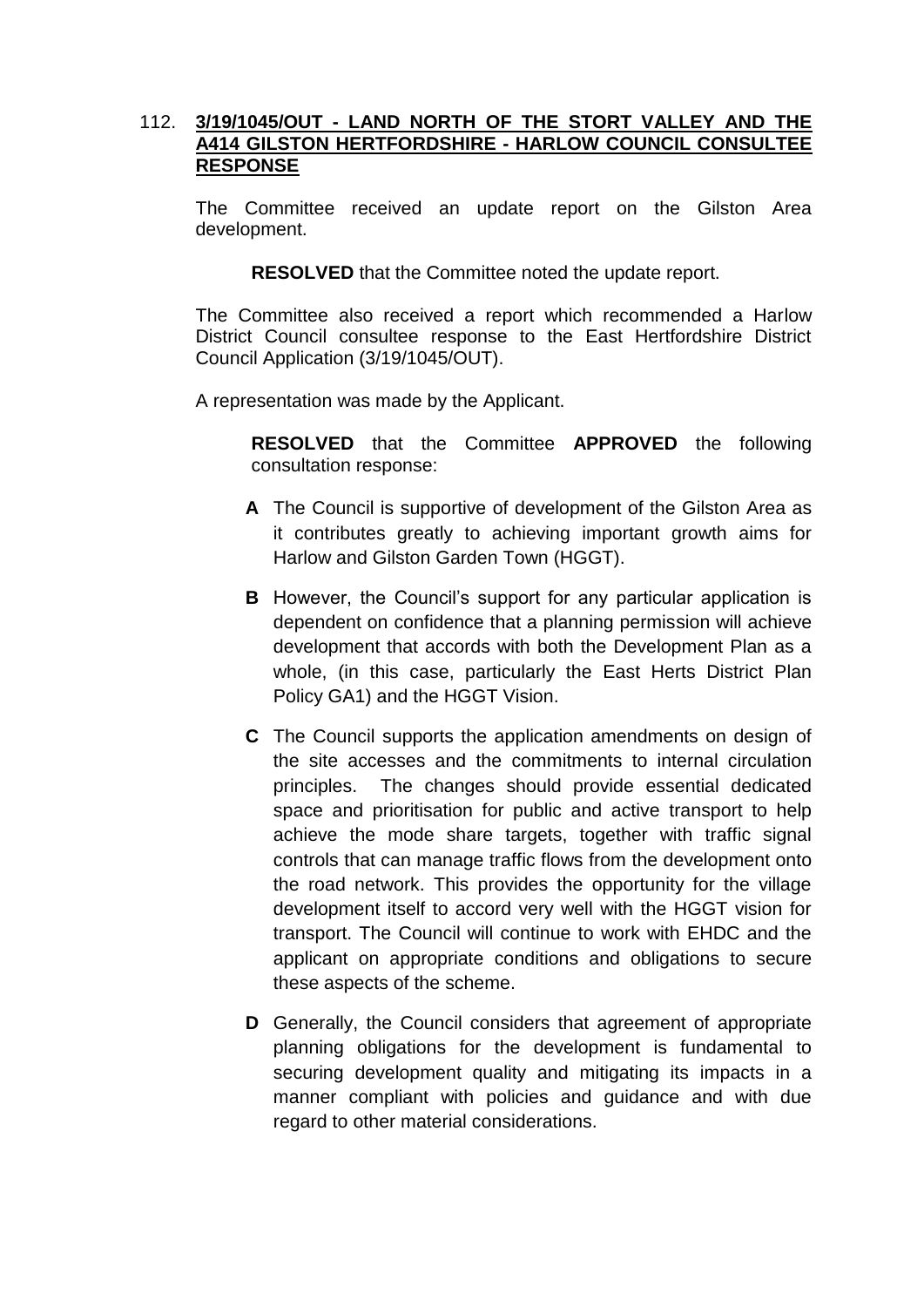## 112. **3/19/1045/OUT - LAND NORTH OF THE STORT VALLEY AND THE A414 GILSTON HERTFORDSHIRE - HARLOW COUNCIL CONSULTEE RESPONSE**

The Committee received an update report on the Gilston Area development.

**RESOLVED** that the Committee noted the update report.

The Committee also received a report which recommended a Harlow District Council consultee response to the East Hertfordshire District Council Application (3/19/1045/OUT).

A representation was made by the Applicant.

**RESOLVED** that the Committee **APPROVED** the following consultation response:

**A** The Council is supportive of development of the Gilston Area as it contributes greatly to achieving important growth aims for Harlow and Gilston Garden Town (HGGT).

**B** However, the Council's support for any particular application is dependent on confidence that a planning permission will achieve development that accords with both the Development Plan as a whole, (in this case, particularly the East Herts District Plan Policy GA1) and the HGGT Vision.

**C** The Council supports the application amendments on design of the site accesses and the commitments to internal circulation principles. The changes should provide essential dedicated space and prioritisation for public and active transport to help achieve the mode share targets, together with traffic signal controls that can manage traffic flows from the development onto the road network. This provides the opportunity for the village development itself to accord very well with the HGGT vision for transport. The Council will continue to work with EHDC and the applicant on appropriate conditions and obligations to secure these aspects of the scheme.

**D** Generally, the Council considers that agreement of appropriate planning obligations for the development is fundamental to securing development quality and mitigating its impacts in a manner compliant with policies and guidance and with due regard to other material considerations.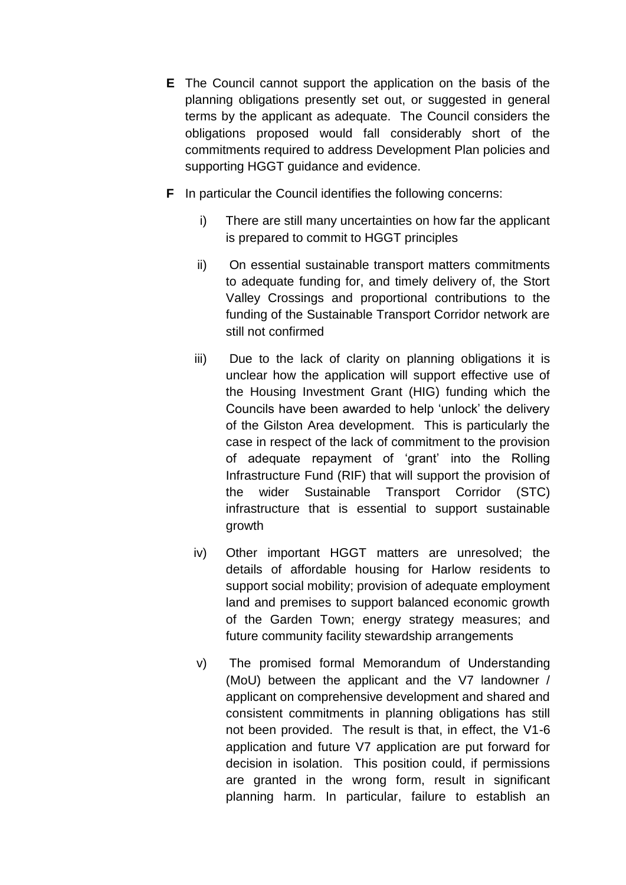**E** The Council cannot support the application on the basis of the planning obligations presently set out, or suggested in general terms by the applicant as adequate. The Council considers the obligations proposed would fall considerably short of the commitments required to address Development Plan policies and supporting HGGT guidance and evidence.

**F** In particular the Council identifies the following concerns:

i) There are still many uncertainties on how far the applicant is prepared to commit to HGGT principles

ii) On essential sustainable transport matters commitments to adequate funding for, and timely delivery of, the Stort Valley Crossings and proportional contributions to the funding of the Sustainable Transport Corridor network are still not confirmed

iii) Due to the lack of clarity on planning obligations it is unclear how the application will support effective use of the Housing Investment Grant (HIG) funding which the Councils have been awarded to help 'unlock' the delivery of the Gilston Area development. This is particularly the case in respect of the lack of commitment to the provision of adequate repayment of 'grant' into the Rolling Infrastructure Fund (RIF) that will support the provision of the wider Sustainable Transport Corridor (STC) infrastructure that is essential to support sustainable growth

iv) Other important HGGT matters are unresolved; the details of affordable housing for Harlow residents to support social mobility; provision of adequate employment land and premises to support balanced economic growth of the Garden Town; energy strategy measures; and future community facility stewardship arrangements

v) The promised formal Memorandum of Understanding (MoU) between the applicant and the V7 landowner / applicant on comprehensive development and shared and consistent commitments in planning obligations has still not been provided. The result is that, in effect, the V1-6 application and future V7 application are put forward for decision in isolation. This position could, if permissions are granted in the wrong form, result in significant planning harm. In particular, failure to establish an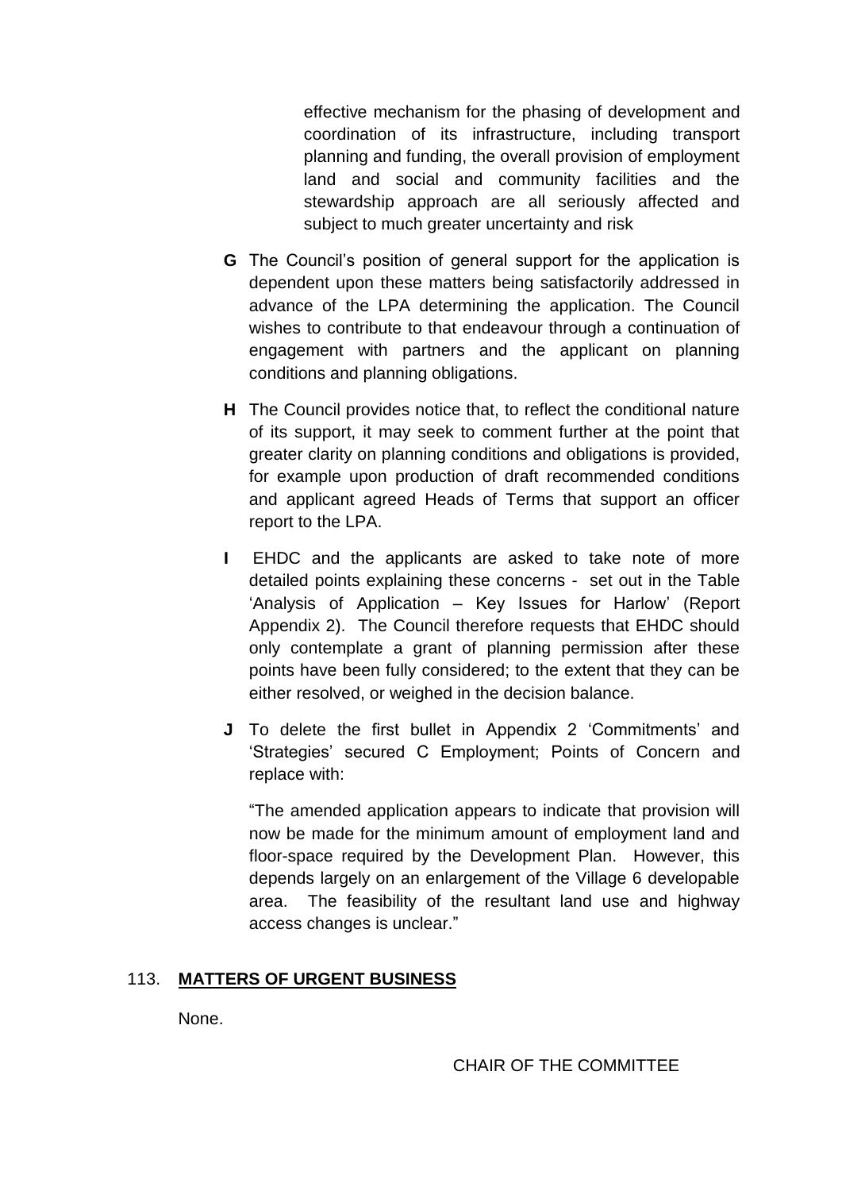effective mechanism for the phasing of development and coordination of its infrastructure, including transport planning and funding, the overall provision of employment land and social and community facilities and the stewardship approach are all seriously affected and subject to much greater uncertainty and risk

**G** The Council's position of general support for the application is dependent upon these matters being satisfactorily addressed in advance of the LPA determining the application. The Council wishes to contribute to that endeavour through a continuation of engagement with partners and the applicant on planning conditions and planning obligations.

**H** The Council provides notice that, to reflect the conditional nature of its support, it may seek to comment further at the point that greater clarity on planning conditions and obligations is provided, for example upon production of draft recommended conditions and applicant agreed Heads of Terms that support an officer report to the LPA.

**I** EHDC and the applicants are asked to take note of more detailed points explaining these concerns - set out in the Table 'Analysis of Application – Key Issues for Harlow' (Report Appendix 2). The Council therefore requests that EHDC should only contemplate a grant of planning permission after these points have been fully considered; to the extent that they can be either resolved, or weighed in the decision balance.

**J** To delete the first bullet in Appendix 2 'Commitments' and 'Strategies' secured C Employment; Points of Concern and replace with:

"The amended application appears to indicate that provision will now be made for the minimum amount of employment land and floor-space required by the Development Plan. However, this depends largely on an enlargement of the Village 6 developable area. The feasibility of the resultant land use and highway access changes is unclear."

## 113. **MATTERS OF URGENT BUSINESS**

None.

CHAIR OF THE COMMITTEE